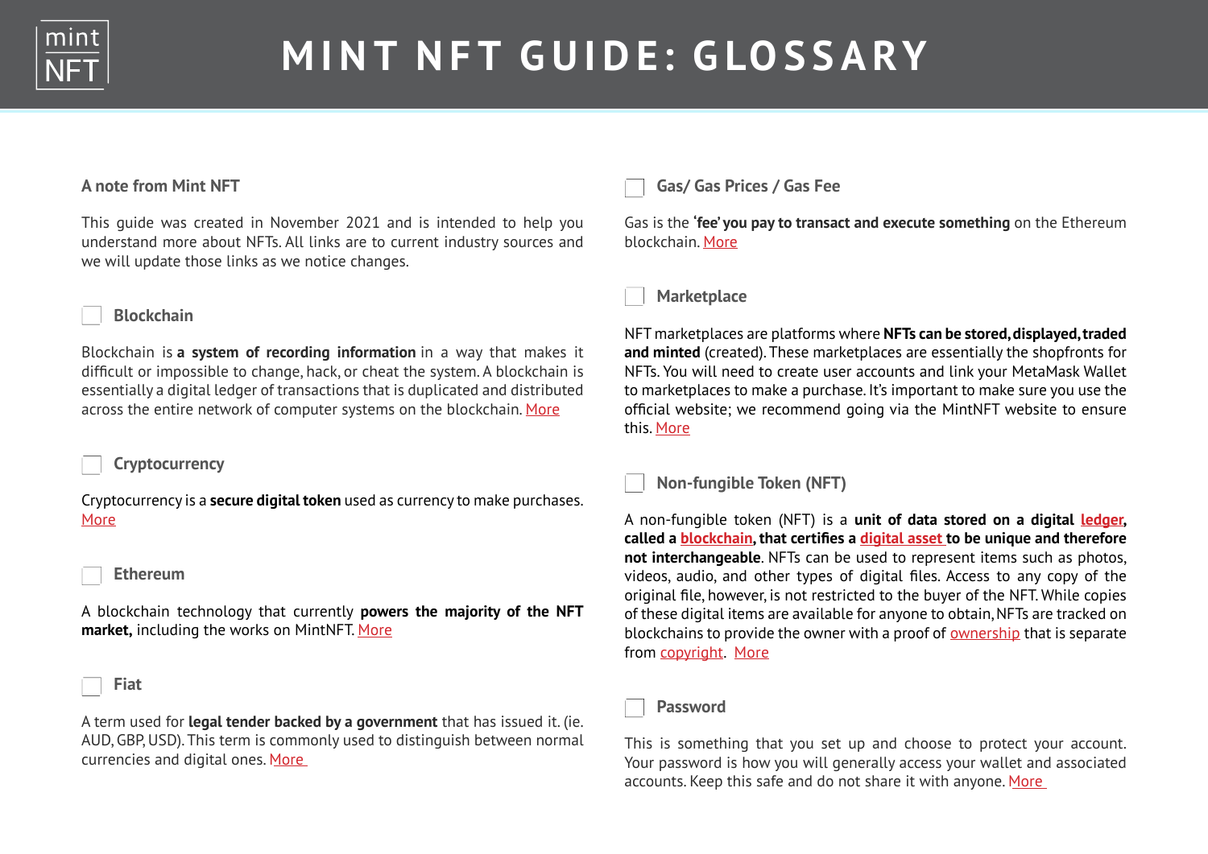# MINT NFT GUIDE: GLOSSARY

## A note from Mint NFT

This guide was created in November 2021 and is intended to help you understand more about NFTs. All links are to current industry sources and we will update those links as we notice changes.

## Blockchain

Blockchain is **a system of recording information** in a way that makes it difficult or impossible to change, hack, or cheat the system. A blockchain is essentially a digital ledger of transactions that is duplicated and distributed across the entire network of computer systems on the blockchain. More

## Cryptocurrency

Cryptocurrency is a **secure digital token** used as currency to make purchases. More

## Ethereum

A blockchain technology that currently **powers the majority of the NFT market,** including the works on MintNFT. More

## Fiat

A term used for **legal tender backed by a government** that has issued it. (ie. AUD, GBP, USD). This term is commonly used to distinguish between normal currencies and digital ones. More

## Gas/ Gas Prices / Gas Fee

Gas is the **'fee' you pay to transact and execute something** on the Ethereum blockchain. More

## Marketplace

NFT marketplaces are platforms where **NFTs can be stored, displayed, traded and minted** (created). These marketplaces are essentially the shopfronts for NFTs. You will need to create user accounts and link your MetaMask Wallet to marketplaces to make a purchase. It's important to make sure you use the official website; we recommend going via the MintNFT website to ensure this. More

## Non-fungible Token (NFT)

A non-fungible token (NFT) is a **unit of data stored on a digital ledger, called a blockchain, that certifies a digital asset to be unique and therefore not interchangeable**. NFTs can be used to represent items such as photos, videos, audio, and other types of digital files. Access to any copy of the original file, however, is not restricted to the buyer of the NFT. While copies of these digital items are available for anyone to obtain, NFTs are tracked on blockchains to provide the owner with a proof of ownership that is separate from copyright. More

## Password

This is something that you set up and choose to protect your account. Your password is how you will generally access your wallet and associated accounts. Keep this safe and do not share it with anyone. More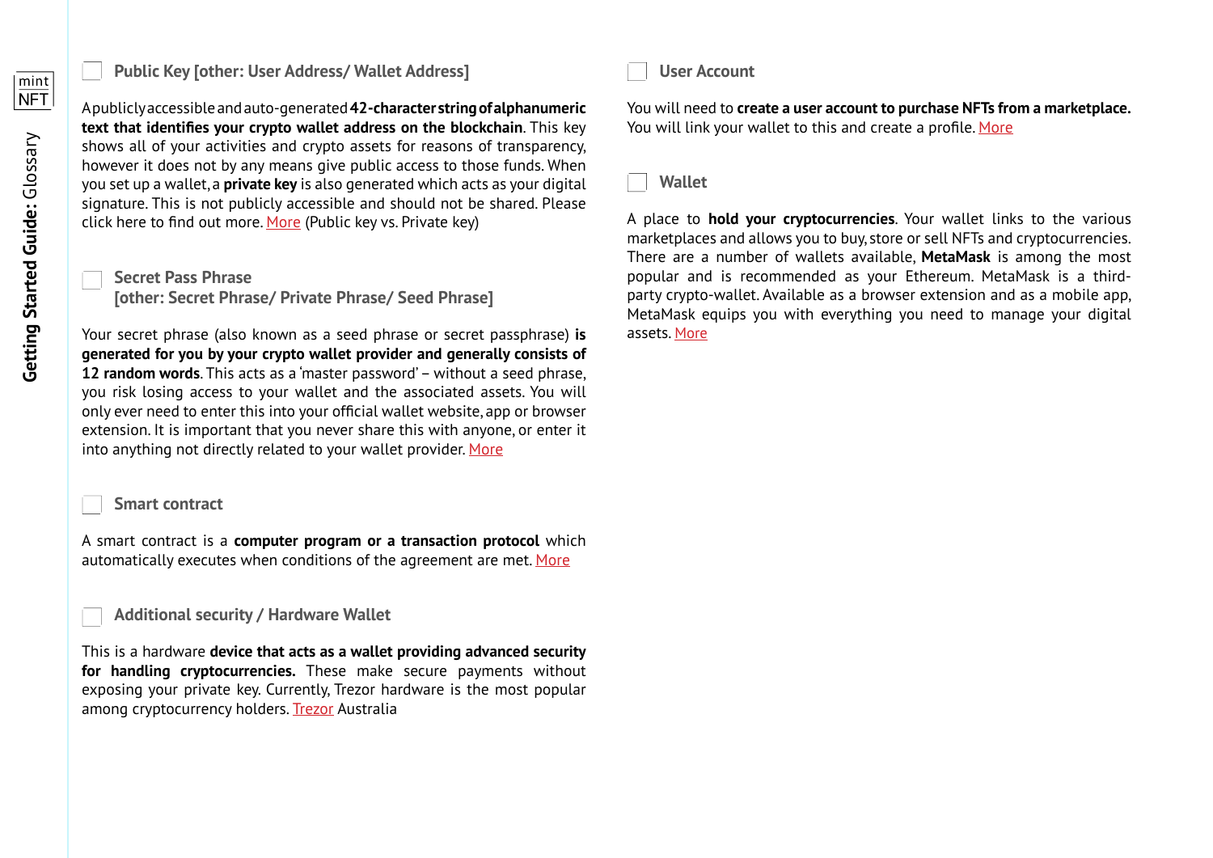## Public Key [other: User Address/ Wallet Address]

A publicly accessible and auto-generated **42-character string of alphanumeric text that identifies your crypto wallet address on the blockchain**. This key shows all of your activities and crypto assets for reasons of transparency, however it does not by any means give public access to those funds. When you set up a wallet, a **private key** is also generated which acts as your digital signature. This is not publicly accessible and should not be shared. Please click here to find out more. More (Public key vs. Private key)

## Secret Pass Phrase [other: Secret Phrase/ Private Phrase/ Seed Phrase]

Your secret phrase (also known as a seed phrase or secret passphrase) **is generated for you by your crypto wallet provider and generally consists of 12 random words**. This acts as a 'master password' – without a seed phrase, you risk losing access to your wallet and the associated assets. You will only ever need to enter this into your official wallet website, app or browser extension. It is important that you never share this with anyone, or enter it into anything not directly related to your wallet provider. More

## Smart contract

A smart contract is a **computer program or a transaction protocol** which automatically executes when conditions of the agreement are met. More

## Additional security / Hardware Wallet

This is a hardware **device that acts as a wallet providing advanced security for handling cryptocurrencies.** These make secure payments without exposing your private key. Currently, Trezor hardware is the most popular among cryptocurrency holders. Trezor Australia

## User Account

You will need to **create a user account to purchase NFTs from a marketplace.** You will link your wallet to this and create a profile. More

## Wallet

A place to **hold your cryptocurrencies**. Your wallet links to the various marketplaces and allows you to buy, store or sell NFTs and cryptocurrencies. There are a number of wallets available, **MetaMask** is among the most popular and is recommended as your Ethereum. MetaMask is a third-party crypto-wallet. Available as a browser extension and as a mobile app, MetaMask equips you with everything you need to manage your digital assets. More